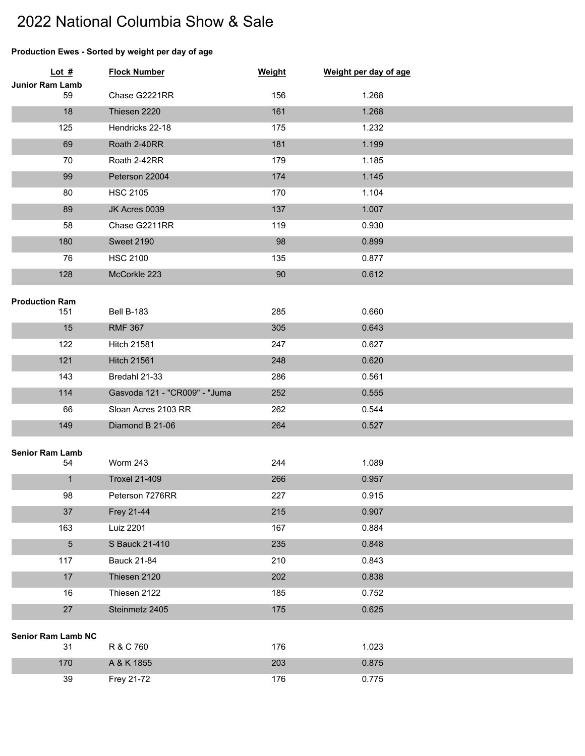# 2022 National Columbia Show & Sale

**Production Ewes - Sorted by weight per day of age**

| Lot # | Flock Number | Weight | Weight per day of age |
|---|---|---|---|
| **Junior Ram Lamb** | | | |
| 59 | Chase G2221RR | 156 | 1.268 |
| 18 | Thiesen 2220 | 161 | 1.268 |
| 125 | Hendricks 22-18 | 175 | 1.232 |
| 69 | Roath 2-40RR | 181 | 1.199 |
| 70 | Roath 2-42RR | 179 | 1.185 |
| 99 | Peterson 22004 | 174 | 1.145 |
| 80 | HSC 2105 | 170 | 1.104 |
| 89 | JK Acres 0039 | 137 | 1.007 |
| 58 | Chase G2211RR | 119 | 0.930 |
| 180 | Sweet 2190 | 98 | 0.899 |
| 76 | HSC 2100 | 135 | 0.877 |
| 128 | McCorkle 223 | 90 | 0.612 |
| **Production Ram** | | | |
| 151 | Bell B-183 | 285 | 0.660 |
| 15 | RMF 367 | 305 | 0.643 |
| 122 | Hitch 21581 | 247 | 0.627 |
| 121 | Hitch 21561 | 248 | 0.620 |
| 143 | Bredahl 21-33 | 286 | 0.561 |
| 114 | Gasvoda 121 - "CR009" - "Juma | 252 | 0.555 |
| 66 | Sloan Acres 2103 RR | 262 | 0.544 |
| 149 | Diamond B 21-06 | 264 | 0.527 |
| **Senior Ram Lamb** | | | |
| 54 | Worm 243 | 244 | 1.089 |
| 1 | Troxel 21-409 | 266 | 0.957 |
| 98 | Peterson 7276RR | 227 | 0.915 |
| 37 | Frey 21-44 | 215 | 0.907 |
| 163 | Luiz 2201 | 167 | 0.884 |
| 5 | S Bauck 21-410 | 235 | 0.848 |
| 117 | Bauck 21-84 | 210 | 0.843 |
| 17 | Thiesen 2120 | 202 | 0.838 |
| 16 | Thiesen 2122 | 185 | 0.752 |
| 27 | Steinmetz 2405 | 175 | 0.625 |
| **Senior Ram Lamb NC** | | | |
| 31 | R & C 760 | 176 | 1.023 |
| 170 | A & K 1855 | 203 | 0.875 |
| 39 | Frey 21-72 | 176 | 0.775 |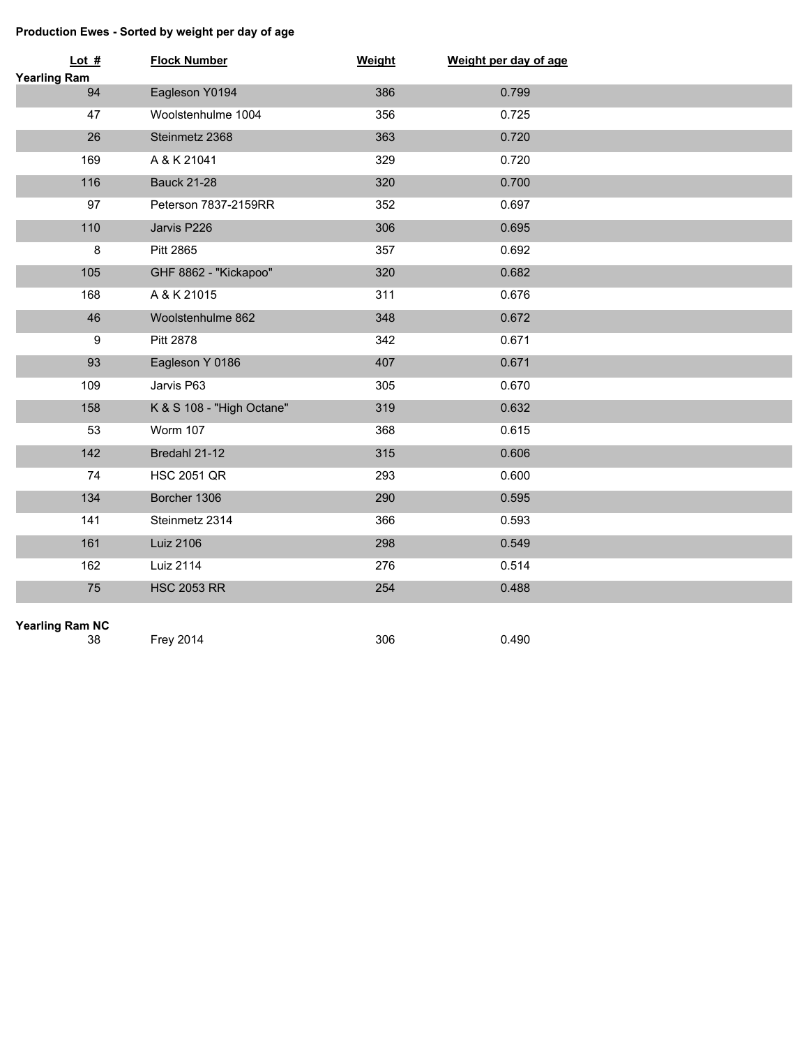**Production Ewes - Sorted by weight per day of age**

| Lot # | Flock Number | Weight | Weight per day of age |
| --- | --- | --- | --- |
| **Yearling Ram** | | | |
| 94 | Eagleson Y0194 | 386 | 0.799 |
| 47 | Woolstenhulme 1004 | 356 | 0.725 |
| 26 | Steinmetz 2368 | 363 | 0.720 |
| 169 | A & K 21041 | 329 | 0.720 |
| 116 | Bauck 21-28 | 320 | 0.700 |
| 97 | Peterson 7837-2159RR | 352 | 0.697 |
| 110 | Jarvis P226 | 306 | 0.695 |
| 8 | Pitt 2865 | 357 | 0.692 |
| 105 | GHF 8862 - "Kickapoo" | 320 | 0.682 |
| 168 | A & K 21015 | 311 | 0.676 |
| 46 | Woolstenhulme 862 | 348 | 0.672 |
| 9 | Pitt 2878 | 342 | 0.671 |
| 93 | Eagleson Y 0186 | 407 | 0.671 |
| 109 | Jarvis P63 | 305 | 0.670 |
| 158 | K & S 108 - "High Octane" | 319 | 0.632 |
| 53 | Worm 107 | 368 | 0.615 |
| 142 | Bredahl 21-12 | 315 | 0.606 |
| 74 | HSC 2051 QR | 293 | 0.600 |
| 134 | Borcher 1306 | 290 | 0.595 |
| 141 | Steinmetz 2314 | 366 | 0.593 |
| 161 | Luiz 2106 | 298 | 0.549 |
| 162 | Luiz 2114 | 276 | 0.514 |
| 75 | HSC 2053 RR | 254 | 0.488 |
| **Yearling Ram NC** | | | |
| 38 | Frey 2014 | 306 | 0.490 |